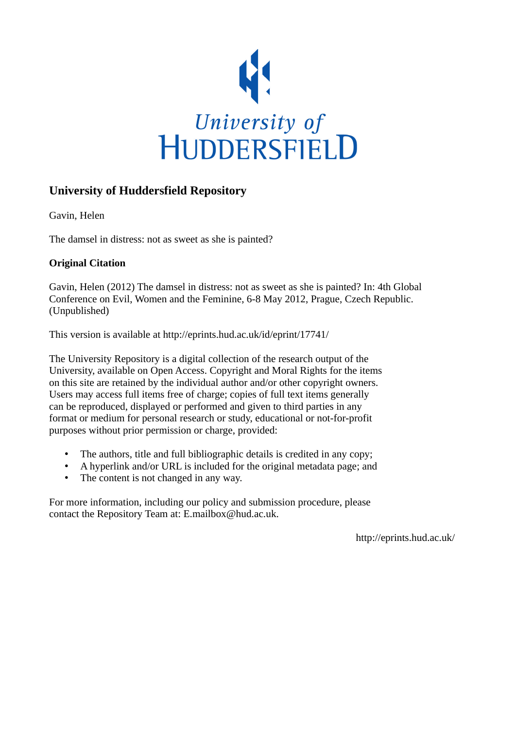University of
HUDDERSFIELD

## University of Huddersfield Repository

Gavin, Helen

The damsel in distress: not as sweet as she is painted?

### Original Citation

Gavin, Helen (2012) The damsel in distress: not as sweet as she is painted? In: 4th Global Conference on Evil, Women and the Feminine, 6-8 May 2012, Prague, Czech Republic. (Unpublished)

This version is available at http://eprints.hud.ac.uk/id/eprint/17741/

The University Repository is a digital collection of the research output of the University, available on Open Access. Copyright and Moral Rights for the items on this site are retained by the individual author and/or other copyright owners. Users may access full items free of charge; copies of full text items generally can be reproduced, displayed or performed and given to third parties in any format or medium for personal research or study, educational or not-for-profit purposes without prior permission or charge, provided:

- The authors, title and full bibliographic details is credited in any copy;
- A hyperlink and/or URL is included for the original metadata page; and
- The content is not changed in any way.

For more information, including our policy and submission procedure, please contact the Repository Team at: E.mailbox@hud.ac.uk.

http://eprints.hud.ac.uk/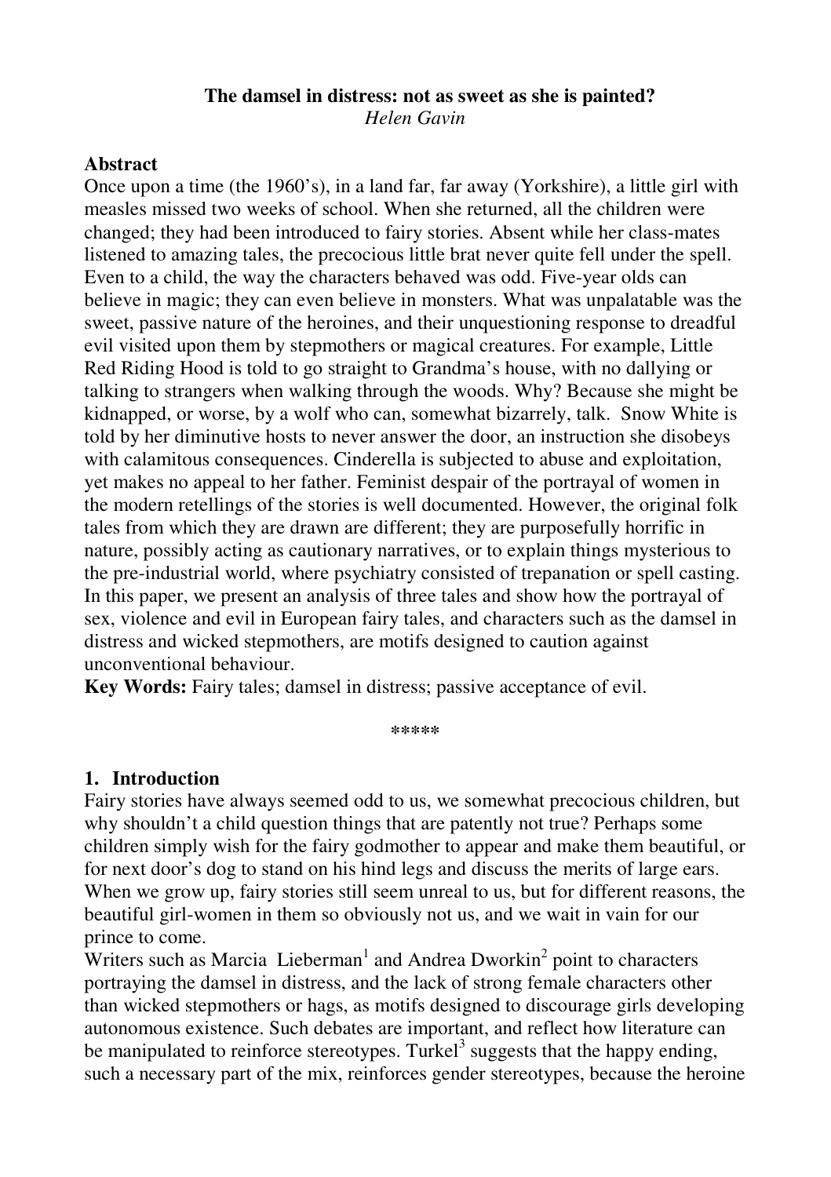**The damsel in distress: not as sweet as she is painted?**
*Helen Gavin*

**Abstract**

Once upon a time (the 1960's), in a land far, far away (Yorkshire), a little girl with measles missed two weeks of school. When she returned, all the children were changed; they had been introduced to fairy stories. Absent while her class-mates listened to amazing tales, the precocious little brat never quite fell under the spell. Even to a child, the way the characters behaved was odd. Five-year olds can believe in magic; they can even believe in monsters. What was unpalatable was the sweet, passive nature of the heroines, and their unquestioning response to dreadful evil visited upon them by stepmothers or magical creatures. For example, Little Red Riding Hood is told to go straight to Grandma's house, with no dallying or talking to strangers when walking through the woods. Why? Because she might be kidnapped, or worse, by a wolf who can, somewhat bizarrely, talk. Snow White is told by her diminutive hosts to never answer the door, an instruction she disobeys with calamitous consequences. Cinderella is subjected to abuse and exploitation, yet makes no appeal to her father. Feminist despair of the portrayal of women in the modern retellings of the stories is well documented. However, the original folk tales from which they are drawn are different; they are purposefully horrific in nature, possibly acting as cautionary narratives, or to explain things mysterious to the pre-industrial world, where psychiatry consisted of trepanation or spell casting. In this paper, we present an analysis of three tales and show how the portrayal of sex, violence and evil in European fairy tales, and characters such as the damsel in distress and wicked stepmothers, are motifs designed to caution against unconventional behaviour.

**Key Words:** Fairy tales; damsel in distress; passive acceptance of evil.

\*\*\*\*\*

## 1. Introduction

Fairy stories have always seemed odd to us, we somewhat precocious children, but why shouldn't a child question things that are patently not true? Perhaps some children simply wish for the fairy godmother to appear and make them beautiful, or for next door's dog to stand on his hind legs and discuss the merits of large ears. When we grow up, fairy stories still seem unreal to us, but for different reasons, the beautiful girl-women in them so obviously not us, and we wait in vain for our prince to come.

Writers such as Marcia Lieberman[1] and Andrea Dworkin[2] point to characters portraying the damsel in distress, and the lack of strong female characters other than wicked stepmothers or hags, as motifs designed to discourage girls developing autonomous existence. Such debates are important, and reflect how literature can be manipulated to reinforce stereotypes. Turkel[3] suggests that the happy ending, such a necessary part of the mix, reinforces gender stereotypes, because the heroine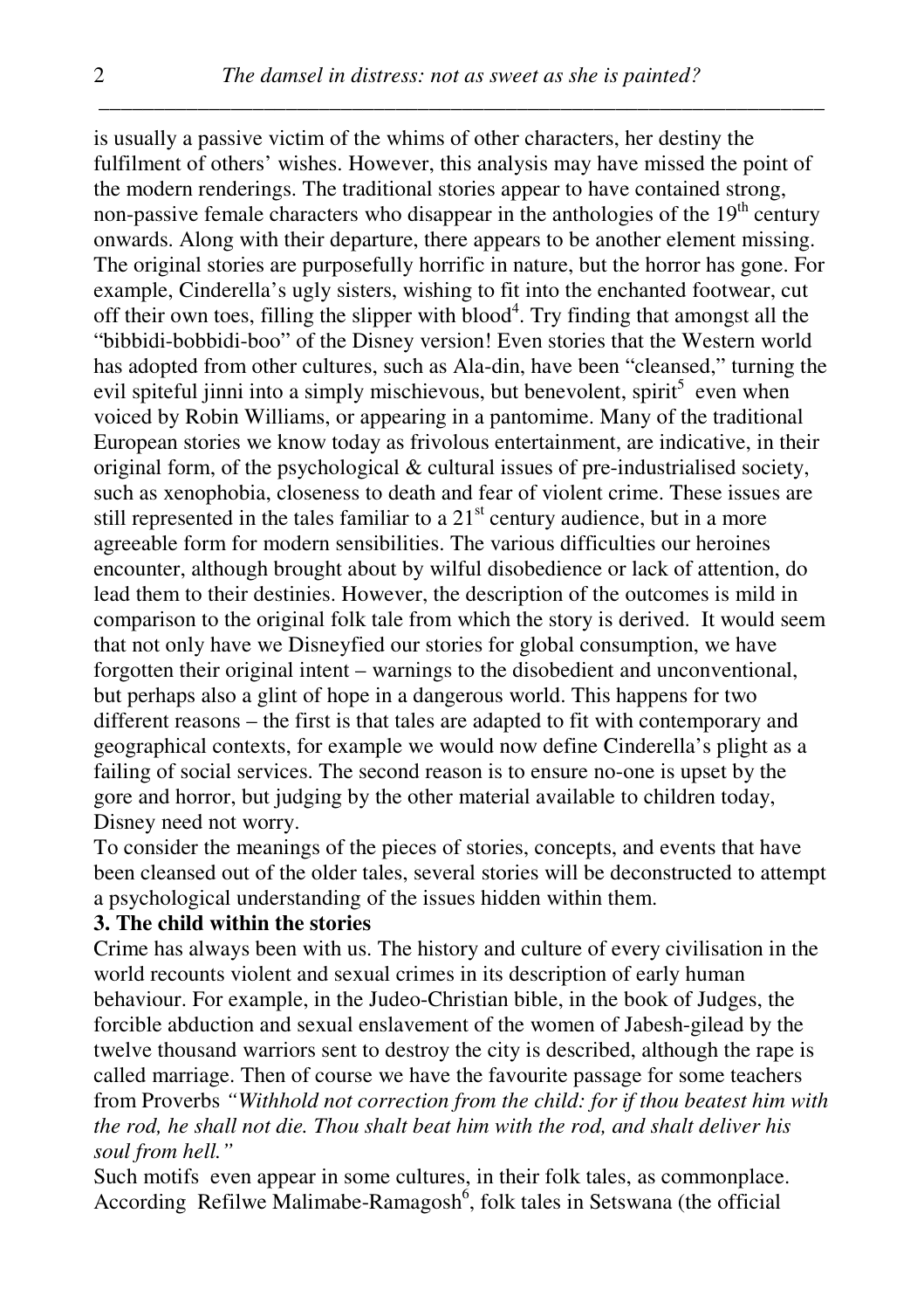is usually a passive victim of the whims of other characters, her destiny the fulfilment of others' wishes. However, this analysis may have missed the point of the modern renderings. The traditional stories appear to have contained strong, non-passive female characters who disappear in the anthologies of the 19th century onwards. Along with their departure, there appears to be another element missing. The original stories are purposefully horrific in nature, but the horror has gone. For example, Cinderella's ugly sisters, wishing to fit into the enchanted footwear, cut off their own toes, filling the slipper with blood[4]. Try finding that amongst all the "bibbidi-bobbidi-boo" of the Disney version! Even stories that the Western world has adopted from other cultures, such as Ala-din, have been "cleansed," turning the evil spiteful jinni into a simply mischievous, but benevolent, spirit[5] even when voiced by Robin Williams, or appearing in a pantomime. Many of the traditional European stories we know today as frivolous entertainment, are indicative, in their original form, of the psychological & cultural issues of pre-industrialised society, such as xenophobia, closeness to death and fear of violent crime. These issues are still represented in the tales familiar to a 21st century audience, but in a more agreeable form for modern sensibilities. The various difficulties our heroines encounter, although brought about by wilful disobedience or lack of attention, do lead them to their destinies. However, the description of the outcomes is mild in comparison to the original folk tale from which the story is derived. It would seem that not only have we Disneyfied our stories for global consumption, we have forgotten their original intent – warnings to the disobedient and unconventional, but perhaps also a glint of hope in a dangerous world. This happens for two different reasons – the first is that tales are adapted to fit with contemporary and geographical contexts, for example we would now define Cinderella's plight as a failing of social services. The second reason is to ensure no-one is upset by the gore and horror, but judging by the other material available to children today, Disney need not worry.

To consider the meanings of the pieces of stories, concepts, and events that have been cleansed out of the older tales, several stories will be deconstructed to attempt a psychological understanding of the issues hidden within them.

## 3. The child within the stories

Crime has always been with us. The history and culture of every civilisation in the world recounts violent and sexual crimes in its description of early human behaviour. For example, in the Judeo-Christian bible, in the book of Judges, the forcible abduction and sexual enslavement of the women of Jabesh-gilead by the twelve thousand warriors sent to destroy the city is described, although the rape is called marriage. Then of course we have the favourite passage for some teachers from Proverbs *"Withhold not correction from the child: for if thou beatest him with the rod, he shall not die. Thou shalt beat him with the rod, and shalt deliver his soul from hell."*

Such motifs even appear in some cultures, in their folk tales, as commonplace. According Refilwe Malimabe-Ramagosh[6], folk tales in Setswana (the official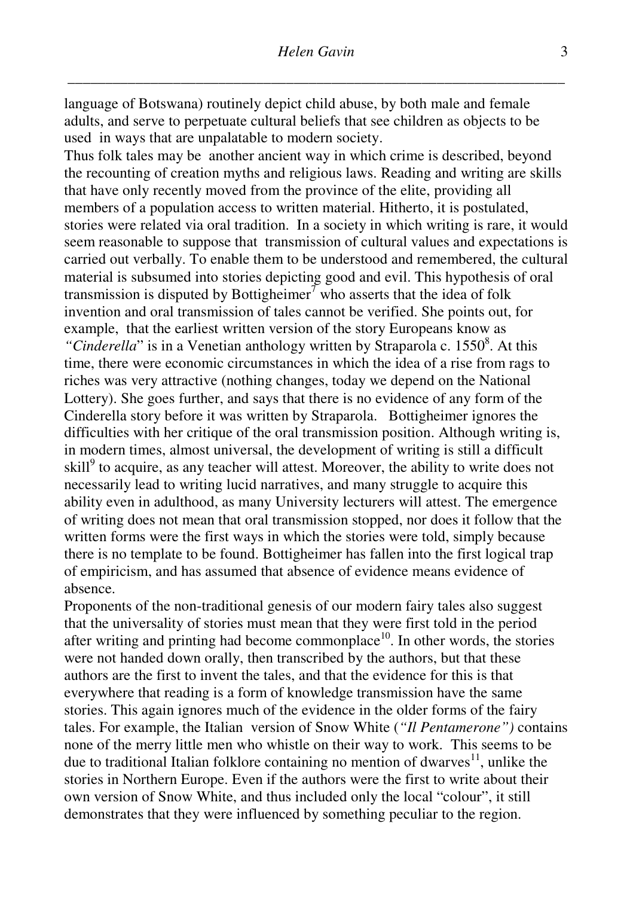language of Botswana) routinely depict child abuse, by both male and female adults, and serve to perpetuate cultural beliefs that see children as objects to be used in ways that are unpalatable to modern society.

Thus folk tales may be another ancient way in which crime is described, beyond the recounting of creation myths and religious laws. Reading and writing are skills that have only recently moved from the province of the elite, providing all members of a population access to written material. Hitherto, it is postulated, stories were related via oral tradition. In a society in which writing is rare, it would seem reasonable to suppose that transmission of cultural values and expectations is carried out verbally. To enable them to be understood and remembered, the cultural material is subsumed into stories depicting good and evil. This hypothesis of oral transmission is disputed by Bottigheimer[7] who asserts that the idea of folk invention and oral transmission of tales cannot be verified. She points out, for example, that the earliest written version of the story Europeans know as *"Cinderella"* is in a Venetian anthology written by Straparola c. 1550[8]. At this time, there were economic circumstances in which the idea of a rise from rags to riches was very attractive (nothing changes, today we depend on the National Lottery). She goes further, and says that there is no evidence of any form of the Cinderella story before it was written by Straparola. Bottigheimer ignores the difficulties with her critique of the oral transmission position. Although writing is, in modern times, almost universal, the development of writing is still a difficult skill[9] to acquire, as any teacher will attest. Moreover, the ability to write does not necessarily lead to writing lucid narratives, and many struggle to acquire this ability even in adulthood, as many University lecturers will attest. The emergence of writing does not mean that oral transmission stopped, nor does it follow that the written forms were the first ways in which the stories were told, simply because there is no template to be found. Bottigheimer has fallen into the first logical trap of empiricism, and has assumed that absence of evidence means evidence of absence.

Proponents of the non-traditional genesis of our modern fairy tales also suggest that the universality of stories must mean that they were first told in the period after writing and printing had become commonplace[10]. In other words, the stories were not handed down orally, then transcribed by the authors, but that these authors are the first to invent the tales, and that the evidence for this is that everywhere that reading is a form of knowledge transmission have the same stories. This again ignores much of the evidence in the older forms of the fairy tales. For example, the Italian version of Snow White (*"Il Pentamerone")* contains none of the merry little men who whistle on their way to work. This seems to be due to traditional Italian folklore containing no mention of dwarves[11], unlike the stories in Northern Europe. Even if the authors were the first to write about their own version of Snow White, and thus included only the local "colour", it still demonstrates that they were influenced by something peculiar to the region.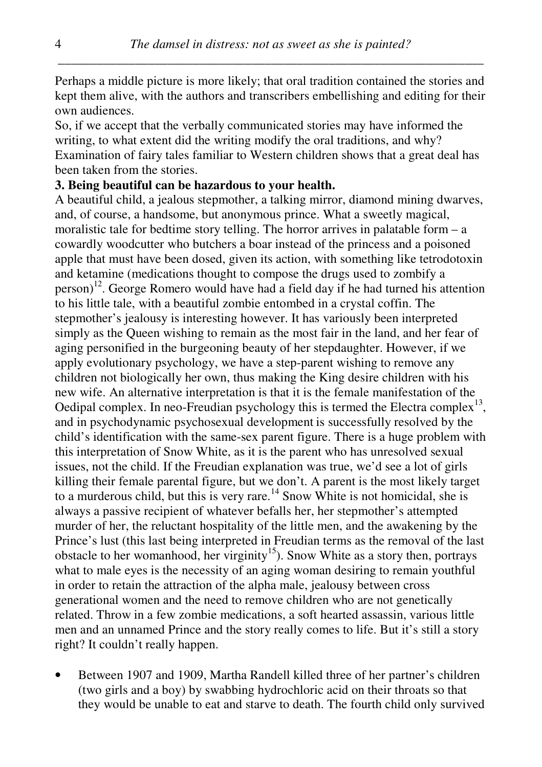Perhaps a middle picture is more likely; that oral tradition contained the stories and kept them alive, with the authors and transcribers embellishing and editing for their own audiences.

So, if we accept that the verbally communicated stories may have informed the writing, to what extent did the writing modify the oral traditions, and why? Examination of fairy tales familiar to Western children shows that a great deal has been taken from the stories.

**3. Being beautiful can be hazardous to your health.**

A beautiful child, a jealous stepmother, a talking mirror, diamond mining dwarves, and, of course, a handsome, but anonymous prince. What a sweetly magical, moralistic tale for bedtime story telling. The horror arrives in palatable form – a cowardly woodcutter who butchers a boar instead of the princess and a poisoned apple that must have been dosed, given its action, with something like tetrodotoxin and ketamine (medications thought to compose the drugs used to zombify a person)[12]. George Romero would have had a field day if he had turned his attention to his little tale, with a beautiful zombie entombed in a crystal coffin. The stepmother's jealousy is interesting however. It has variously been interpreted simply as the Queen wishing to remain as the most fair in the land, and her fear of aging personified in the burgeoning beauty of her stepdaughter. However, if we apply evolutionary psychology, we have a step-parent wishing to remove any children not biologically her own, thus making the King desire children with his new wife. An alternative interpretation is that it is the female manifestation of the Oedipal complex. In neo-Freudian psychology this is termed the Electra complex[13], and in psychodynamic psychosexual development is successfully resolved by the child's identification with the same-sex parent figure. There is a huge problem with this interpretation of Snow White, as it is the parent who has unresolved sexual issues, not the child. If the Freudian explanation was true, we'd see a lot of girls killing their female parental figure, but we don't. A parent is the most likely target to a murderous child, but this is very rare.[14] Snow White is not homicidal, she is always a passive recipient of whatever befalls her, her stepmother's attempted murder of her, the reluctant hospitality of the little men, and the awakening by the Prince's lust (this last being interpreted in Freudian terms as the removal of the last obstacle to her womanhood, her virginity[15]). Snow White as a story then, portrays what to male eyes is the necessity of an aging woman desiring to remain youthful in order to retain the attraction of the alpha male, jealousy between cross generational women and the need to remove children who are not genetically related. Throw in a few zombie medications, a soft hearted assassin, various little men and an unnamed Prince and the story really comes to life. But it's still a story right? It couldn't really happen.

- Between 1907 and 1909, Martha Randell killed three of her partner's children (two girls and a boy) by swabbing hydrochloric acid on their throats so that they would be unable to eat and starve to death. The fourth child only survived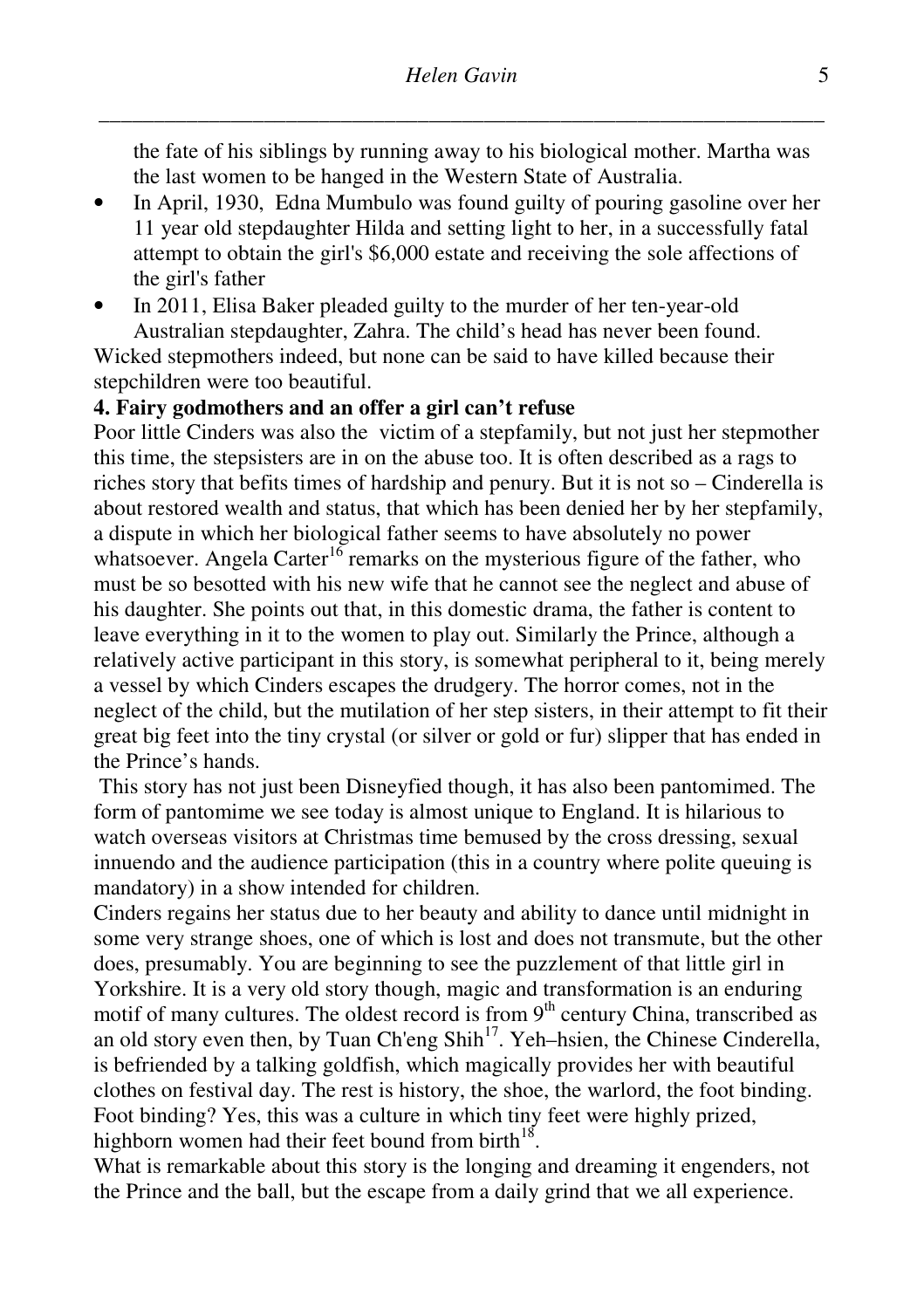the fate of his siblings by running away to his biological mother. Martha was the last women to be hanged in the Western State of Australia.

- In April, 1930, Edna Mumbulo was found guilty of pouring gasoline over her 11 year old stepdaughter Hilda and setting light to her, in a successfully fatal attempt to obtain the girl's $6,000 estate and receiving the sole affections of the girl's father
- In 2011, Elisa Baker pleaded guilty to the murder of her ten-year-old Australian stepdaughter, Zahra. The child's head has never been found.

Wicked stepmothers indeed, but none can be said to have killed because their stepchildren were too beautiful.

**4. Fairy godmothers and an offer a girl can't refuse**

Poor little Cinders was also the victim of a stepfamily, but not just her stepmother this time, the stepsisters are in on the abuse too. It is often described as a rags to riches story that befits times of hardship and penury. But it is not so – Cinderella is about restored wealth and status, that which has been denied her by her stepfamily, a dispute in which her biological father seems to have absolutely no power whatsoever. Angela Carter[16] remarks on the mysterious figure of the father, who must be so besotted with his new wife that he cannot see the neglect and abuse of his daughter. She points out that, in this domestic drama, the father is content to leave everything in it to the women to play out. Similarly the Prince, although a relatively active participant in this story, is somewhat peripheral to it, being merely a vessel by which Cinders escapes the drudgery. The horror comes, not in the neglect of the child, but the mutilation of her step sisters, in their attempt to fit their great big feet into the tiny crystal (or silver or gold or fur) slipper that has ended in the Prince's hands.

This story has not just been Disneyfied though, it has also been pantomimed. The form of pantomime we see today is almost unique to England. It is hilarious to watch overseas visitors at Christmas time bemused by the cross dressing, sexual innuendo and the audience participation (this in a country where polite queuing is mandatory) in a show intended for children.

Cinders regains her status due to her beauty and ability to dance until midnight in some very strange shoes, one of which is lost and does not transmute, but the other does, presumably. You are beginning to see the puzzlement of that little girl in Yorkshire. It is a very old story though, magic and transformation is an enduring motif of many cultures. The oldest record is from 9th century China, transcribed as an old story even then, by Tuan Ch'eng Shih[17]. Yeh–hsien, the Chinese Cinderella, is befriended by a talking goldfish, which magically provides her with beautiful clothes on festival day. The rest is history, the shoe, the warlord, the foot binding. Foot binding? Yes, this was a culture in which tiny feet were highly prized, highborn women had their feet bound from birth[18].

What is remarkable about this story is the longing and dreaming it engenders, not the Prince and the ball, but the escape from a daily grind that we all experience.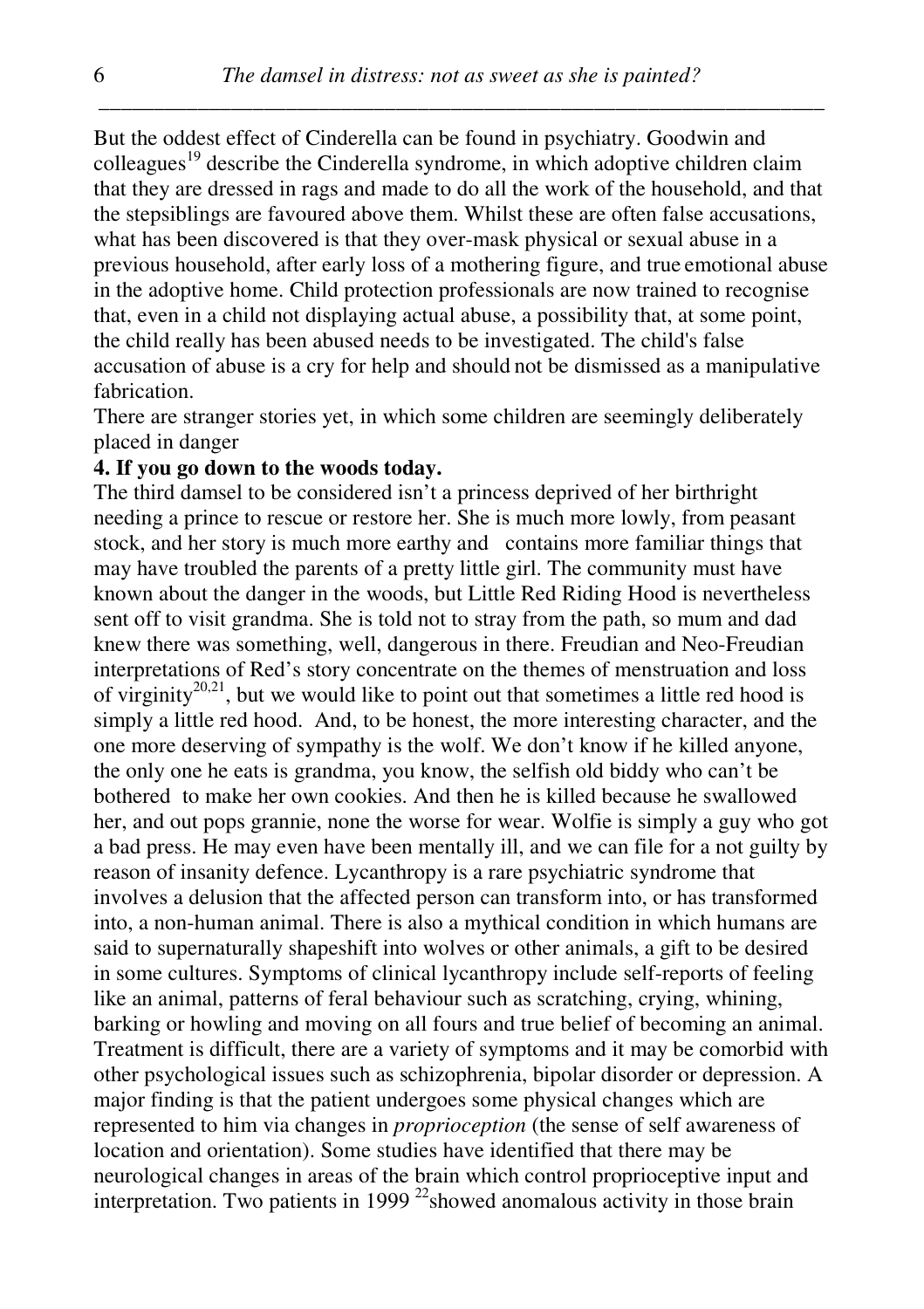But the oddest effect of Cinderella can be found in psychiatry. Goodwin and colleagues[19] describe the Cinderella syndrome, in which adoptive children claim that they are dressed in rags and made to do all the work of the household, and that the stepsiblings are favoured above them. Whilst these are often false accusations, what has been discovered is that they over-mask physical or sexual abuse in a previous household, after early loss of a mothering figure, and true emotional abuse in the adoptive home. Child protection professionals are now trained to recognise that, even in a child not displaying actual abuse, a possibility that, at some point, the child really has been abused needs to be investigated. The child's false accusation of abuse is a cry for help and should not be dismissed as a manipulative fabrication.

There are stranger stories yet, in which some children are seemingly deliberately placed in danger

**4. If you go down to the woods today.**

The third damsel to be considered isn't a princess deprived of her birthright needing a prince to rescue or restore her. She is much more lowly, from peasant stock, and her story is much more earthy and contains more familiar things that may have troubled the parents of a pretty little girl. The community must have known about the danger in the woods, but Little Red Riding Hood is nevertheless sent off to visit grandma. She is told not to stray from the path, so mum and dad knew there was something, well, dangerous in there. Freudian and Neo-Freudian interpretations of Red's story concentrate on the themes of menstruation and loss of virginity[20,21], but we would like to point out that sometimes a little red hood is simply a little red hood. And, to be honest, the more interesting character, and the one more deserving of sympathy is the wolf. We don't know if he killed anyone, the only one he eats is grandma, you know, the selfish old biddy who can't be bothered to make her own cookies. And then he is killed because he swallowed her, and out pops grannie, none the worse for wear. Wolfie is simply a guy who got a bad press. He may even have been mentally ill, and we can file for a not guilty by reason of insanity defence. Lycanthropy is a rare psychiatric syndrome that involves a delusion that the affected person can transform into, or has transformed into, a non-human animal. There is also a mythical condition in which humans are said to supernaturally shapeshift into wolves or other animals, a gift to be desired in some cultures. Symptoms of clinical lycanthropy include self-reports of feeling like an animal, patterns of feral behaviour such as scratching, crying, whining, barking or howling and moving on all fours and true belief of becoming an animal. Treatment is difficult, there are a variety of symptoms and it may be comorbid with other psychological issues such as schizophrenia, bipolar disorder or depression. A major finding is that the patient undergoes some physical changes which are represented to him via changes in *proprioception* (the sense of self awareness of location and orientation). Some studies have identified that there may be neurological changes in areas of the brain which control proprioceptive input and interpretation. Two patients in 1999 [22]showed anomalous activity in those brain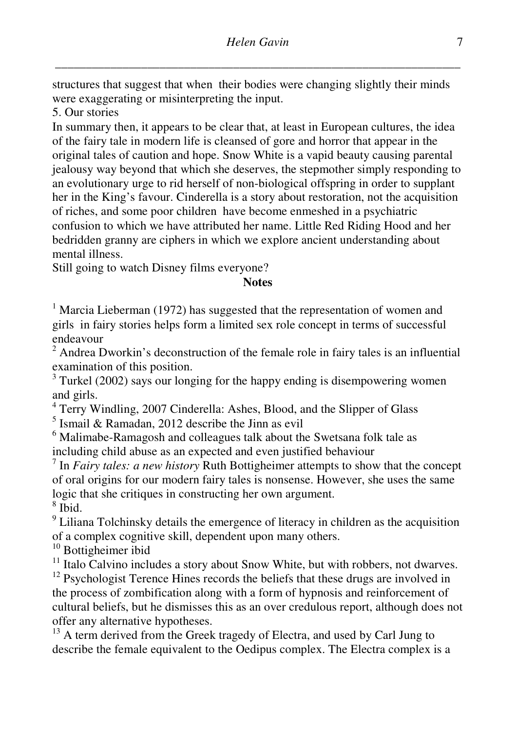structures that suggest that when their bodies were changing slightly their minds were exaggerating or misinterpreting the input.

## 5. Our stories

In summary then, it appears to be clear that, at least in European cultures, the idea of the fairy tale in modern life is cleansed of gore and horror that appear in the original tales of caution and hope. Snow White is a vapid beauty causing parental jealousy way beyond that which she deserves, the stepmother simply responding to an evolutionary urge to rid herself of non-biological offspring in order to supplant her in the King's favour. Cinderella is a story about restoration, not the acquisition of riches, and some poor children have become enmeshed in a psychiatric confusion to which we have attributed her name. Little Red Riding Hood and her bedridden granny are ciphers in which we explore ancient understanding about mental illness.

Still going to watch Disney films everyone?

## Notes

[1] Marcia Lieberman (1972) has suggested that the representation of women and girls in fairy stories helps form a limited sex role concept in terms of successful endeavour

[2] Andrea Dworkin's deconstruction of the female role in fairy tales is an influential examination of this position.

[3] Turkel (2002) says our longing for the happy ending is disempowering women and girls.

[4] Terry Windling, 2007 Cinderella: Ashes, Blood, and the Slipper of Glass

[5] Ismail & Ramadan, 2012 describe the Jinn as evil

[6] Malimabe-Ramagosh and colleagues talk about the Swetsana folk tale as including child abuse as an expected and even justified behaviour

[7] In *Fairy tales: a new history* Ruth Bottigheimer attempts to show that the concept of oral origins for our modern fairy tales is nonsense. However, she uses the same logic that she critiques in constructing her own argument.

[8] Ibid.

[9] Liliana Tolchinsky details the emergence of literacy in children as the acquisition of a complex cognitive skill, dependent upon many others.

[10] Bottigheimer ibid

[11] Italo Calvino includes a story about Snow White, but with robbers, not dwarves.

[12] Psychologist Terence Hines records the beliefs that these drugs are involved in the process of zombification along with a form of hypnosis and reinforcement of cultural beliefs, but he dismisses this as an over credulous report, although does not offer any alternative hypotheses.

[13] A term derived from the Greek tragedy of Electra, and used by Carl Jung to describe the female equivalent to the Oedipus complex. The Electra complex is a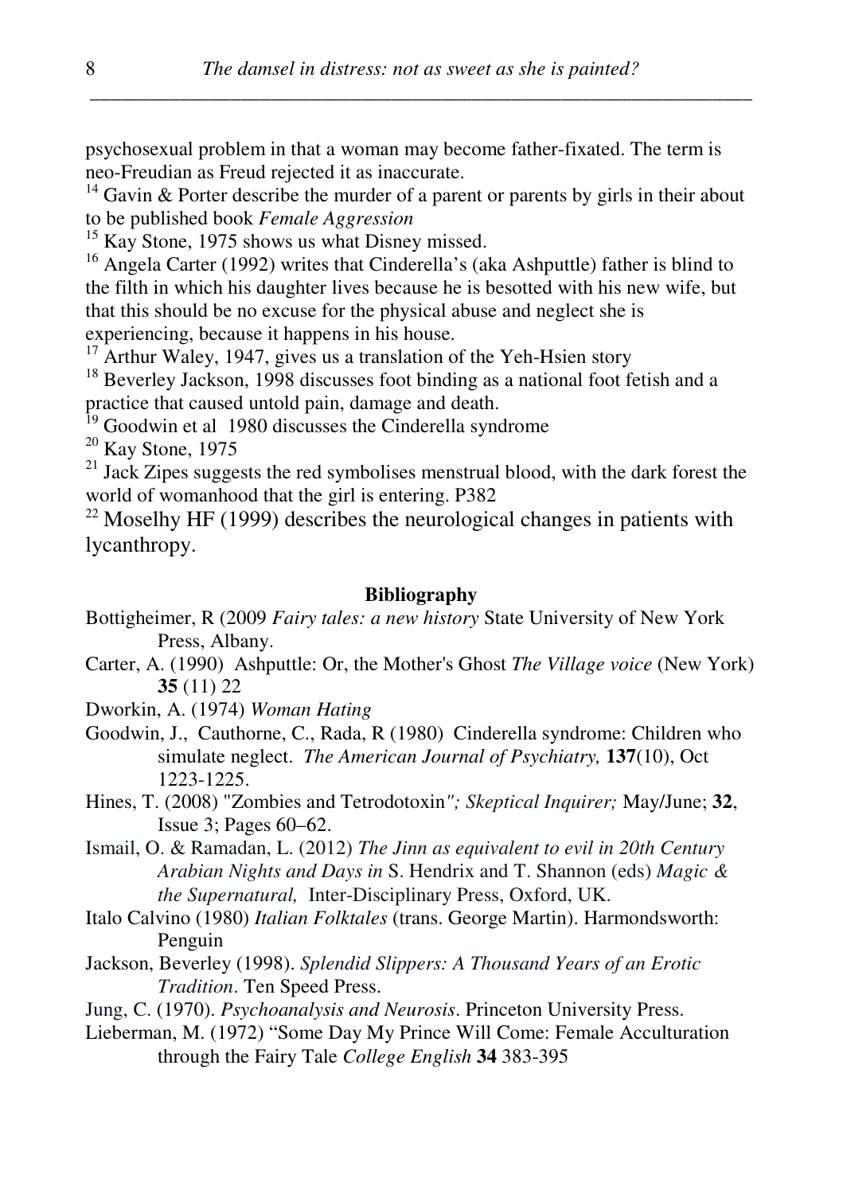psychosexual problem in that a woman may become father-fixated. The term is neo-Freudian as Freud rejected it as inaccurate.

[14] Gavin & Porter describe the murder of a parent or parents by girls in their about to be published book *Female Aggression*

[15] Kay Stone, 1975 shows us what Disney missed.

[16] Angela Carter (1992) writes that Cinderella's (aka Ashputtle) father is blind to the filth in which his daughter lives because he is besotted with his new wife, but that this should be no excuse for the physical abuse and neglect she is experiencing, because it happens in his house.

[17] Arthur Waley, 1947, gives us a translation of the Yeh-Hsien story

[18] Beverley Jackson, 1998 discusses foot binding as a national foot fetish and a practice that caused untold pain, damage and death.

[19] Goodwin et al 1980 discusses the Cinderella syndrome

[20] Kay Stone, 1975

[21] Jack Zipes suggests the red symbolises menstrual blood, with the dark forest the world of womanhood that the girl is entering. P382

[22] Moselhy HF (1999) describes the neurological changes in patients with lycanthropy.

**Bibliography**

Bottigheimer, R (2009 *Fairy tales: a new history* State University of New York Press, Albany.

Carter, A. (1990) Ashputtle: Or, the Mother's Ghost *The Village voice* (New York) **35** (11) 22

Dworkin, A. (1974) *Woman Hating*

Goodwin, J., Cauthorne, C., Rada, R (1980) Cinderella syndrome: Children who simulate neglect. *The American Journal of Psychiatry,* **137**(10), Oct 1223-1225.

Hines, T. (2008) "Zombies and Tetrodotoxin*"; Skeptical Inquirer;* May/June; **32**, Issue 3; Pages 60–62.

Ismail, O. & Ramadan, L. (2012) *The Jinn as equivalent to evil in 20th Century Arabian Nights and Days in* S. Hendrix and T. Shannon (eds) *Magic & the Supernatural,* Inter-Disciplinary Press, Oxford, UK.

Italo Calvino (1980) *Italian Folktales* (trans. George Martin). Harmondsworth: Penguin

Jackson, Beverley (1998). *Splendid Slippers: A Thousand Years of an Erotic Tradition*. Ten Speed Press.

Jung, C. (1970). *Psychoanalysis and Neurosis*. Princeton University Press.

Lieberman, M. (1972) "Some Day My Prince Will Come: Female Acculturation through the Fairy Tale *College English* **34** 383-395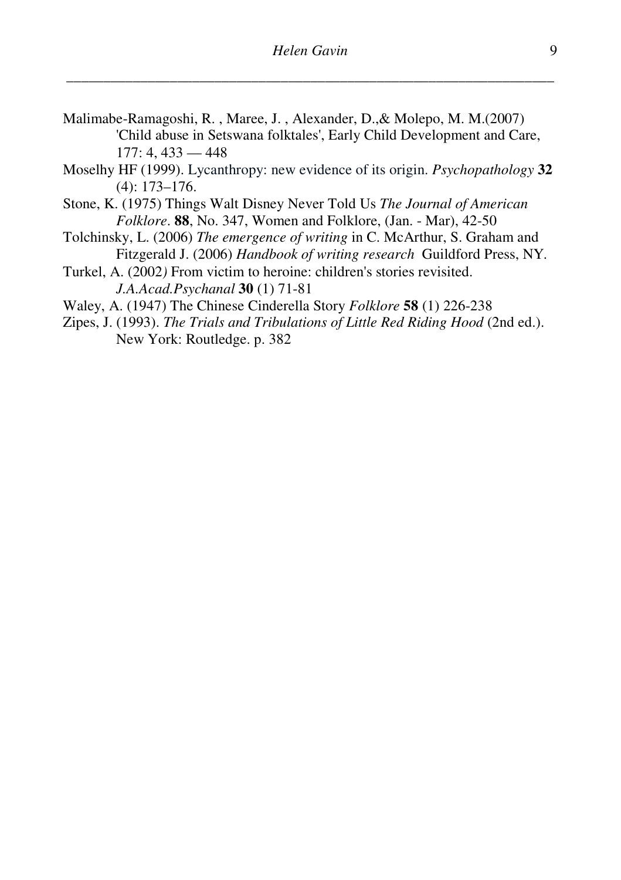Malimabe-Ramagoshi, R. , Maree, J. , Alexander, D.,& Molepo, M. M.(2007) 'Child abuse in Setswana folktales', Early Child Development and Care, 177: 4, 433 — 448

Moselhy HF (1999). Lycanthropy: new evidence of its origin. *Psychopathology* **32** (4): 173–176.

Stone, K. (1975) Things Walt Disney Never Told Us *The Journal of American Folklore*. **88**, No. 347, Women and Folklore, (Jan. - Mar), 42-50

Tolchinsky, L. (2006) *The emergence of writing* in C. McArthur, S. Graham and Fitzgerald J. (2006) *Handbook of writing research* Guildford Press, NY.

Turkel, A. (2002*)* From victim to heroine: children's stories revisited. *J.A.Acad.Psychanal* **30** (1) 71-81

Waley, A. (1947) The Chinese Cinderella Story *Folklore* **58** (1) 226-238

Zipes, J. (1993). *The Trials and Tribulations of Little Red Riding Hood* (2nd ed.). New York: Routledge. p. 382